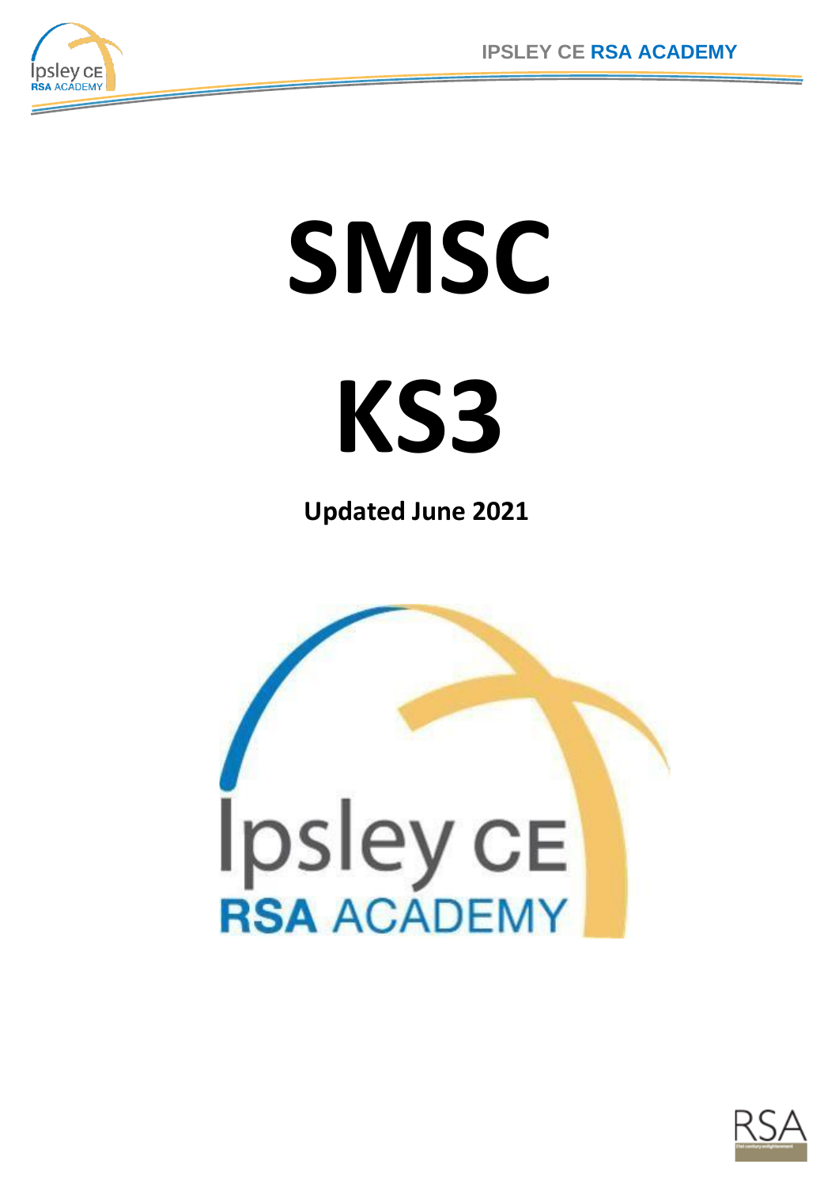# SMSC

# KS3

**Updated June 2021**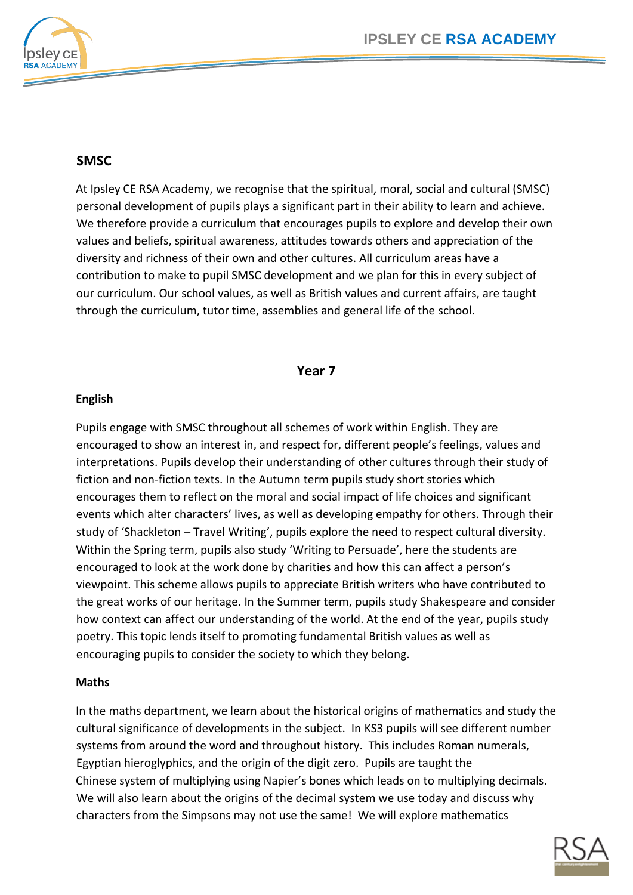## SMSC

At Ipsley CE RSA Academy, we recognise that the spiritual, moral, social and cultural (SMSC) personal development of pupils plays a significant part in their ability to learn and achieve. We therefore provide a curriculum that encourages pupils to explore and develop their own values and beliefs, spiritual awareness, attitudes towards others and appreciation of the diversity and richness of their own and other cultures. All curriculum areas have a contribution to make to pupil SMSC development and we plan for this in every subject of our curriculum. Our school values, as well as British values and current affairs, are taught through the curriculum, tutor time, assemblies and general life of the school.

## Year 7

### English

Pupils engage with SMSC throughout all schemes of work within English. They are encouraged to show an interest in, and respect for, different people's feelings, values and interpretations. Pupils develop their understanding of other cultures through their study of fiction and non-fiction texts. In the Autumn term pupils study short stories which encourages them to reflect on the moral and social impact of life choices and significant events which alter characters' lives, as well as developing empathy for others. Through their study of 'Shackleton – Travel Writing', pupils explore the need to respect cultural diversity. Within the Spring term, pupils also study 'Writing to Persuade', here the students are encouraged to look at the work done by charities and how this can affect a person's viewpoint. This scheme allows pupils to appreciate British writers who have contributed to the great works of our heritage. In the Summer term, pupils study Shakespeare and consider how context can affect our understanding of the world. At the end of the year, pupils study poetry. This topic lends itself to promoting fundamental British values as well as encouraging pupils to consider the society to which they belong.

### Maths

In the maths department, we learn about the historical origins of mathematics and study the cultural significance of developments in the subject. In KS3 pupils will see different number systems from around the word and throughout history. This includes Roman numerals, Egyptian hieroglyphics, and the origin of the digit zero. Pupils are taught the Chinese system of multiplying using Napier's bones which leads on to multiplying decimals. We will also learn about the origins of the decimal system we use today and discuss why characters from the Simpsons may not use the same! We will explore mathematics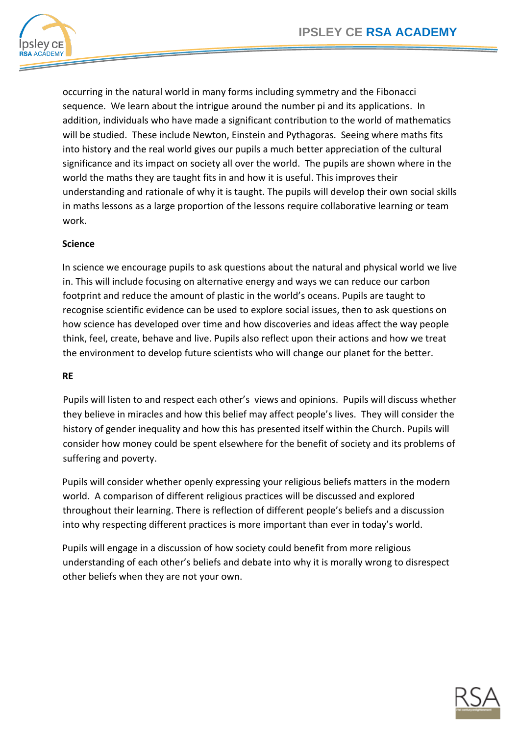occurring in the natural world in many forms including symmetry and the Fibonacci sequence. We learn about the intrigue around the number pi and its applications. In addition, individuals who have made a significant contribution to the world of mathematics will be studied. These include Newton, Einstein and Pythagoras. Seeing where maths fits into history and the real world gives our pupils a much better appreciation of the cultural significance and its impact on society all over the world. The pupils are shown where in the world the maths they are taught fits in and how it is useful. This improves their understanding and rationale of why it is taught. The pupils will develop their own social skills in maths lessons as a large proportion of the lessons require collaborative learning or team work.

**Science**

In science we encourage pupils to ask questions about the natural and physical world we live in. This will include focusing on alternative energy and ways we can reduce our carbon footprint and reduce the amount of plastic in the world's oceans. Pupils are taught to recognise scientific evidence can be used to explore social issues, then to ask questions on how science has developed over time and how discoveries and ideas affect the way people think, feel, create, behave and live. Pupils also reflect upon their actions and how we treat the environment to develop future scientists who will change our planet for the better.

**RE**

Pupils will listen to and respect each other's views and opinions. Pupils will discuss whether they believe in miracles and how this belief may affect people's lives. They will consider the history of gender inequality and how this has presented itself within the Church. Pupils will consider how money could be spent elsewhere for the benefit of society and its problems of suffering and poverty.

Pupils will consider whether openly expressing your religious beliefs matters in the modern world. A comparison of different religious practices will be discussed and explored throughout their learning. There is reflection of different people's beliefs and a discussion into why respecting different practices is more important than ever in today's world.

Pupils will engage in a discussion of how society could benefit from more religious understanding of each other's beliefs and debate into why it is morally wrong to disrespect other beliefs when they are not your own.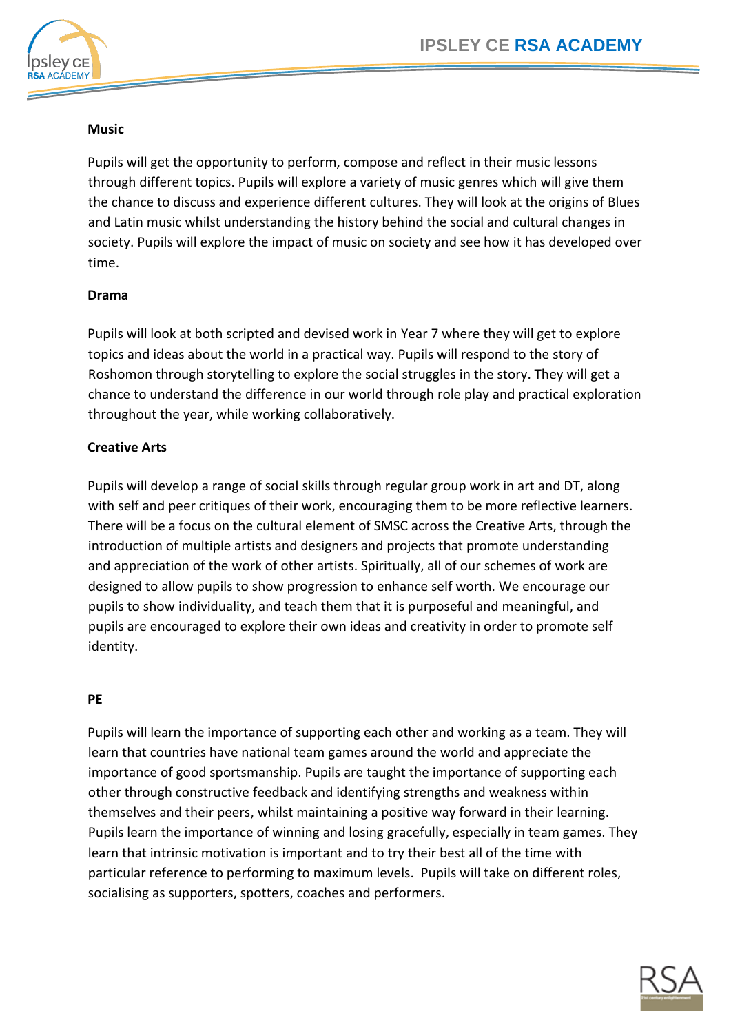**Music**

Pupils will get the opportunity to perform, compose and reflect in their music lessons through different topics. Pupils will explore a variety of music genres which will give them the chance to discuss and experience different cultures. They will look at the origins of Blues and Latin music whilst understanding the history behind the social and cultural changes in society. Pupils will explore the impact of music on society and see how it has developed over time.

**Drama**

Pupils will look at both scripted and devised work in Year 7 where they will get to explore topics and ideas about the world in a practical way. Pupils will respond to the story of Roshomon through storytelling to explore the social struggles in the story. They will get a chance to understand the difference in our world through role play and practical exploration throughout the year, while working collaboratively.

**Creative Arts**

Pupils will develop a range of social skills through regular group work in art and DT, along with self and peer critiques of their work, encouraging them to be more reflective learners. There will be a focus on the cultural element of SMSC across the Creative Arts, through the introduction of multiple artists and designers and projects that promote understanding and appreciation of the work of other artists. Spiritually, all of our schemes of work are designed to allow pupils to show progression to enhance self worth. We encourage our pupils to show individuality, and teach them that it is purposeful and meaningful, and pupils are encouraged to explore their own ideas and creativity in order to promote self identity.

**PE**

Pupils will learn the importance of supporting each other and working as a team. They will learn that countries have national team games around the world and appreciate the importance of good sportsmanship. Pupils are taught the importance of supporting each other through constructive feedback and identifying strengths and weakness within themselves and their peers, whilst maintaining a positive way forward in their learning. Pupils learn the importance of winning and losing gracefully, especially in team games. They learn that intrinsic motivation is important and to try their best all of the time with particular reference to performing to maximum levels. Pupils will take on different roles, socialising as supporters, spotters, coaches and performers.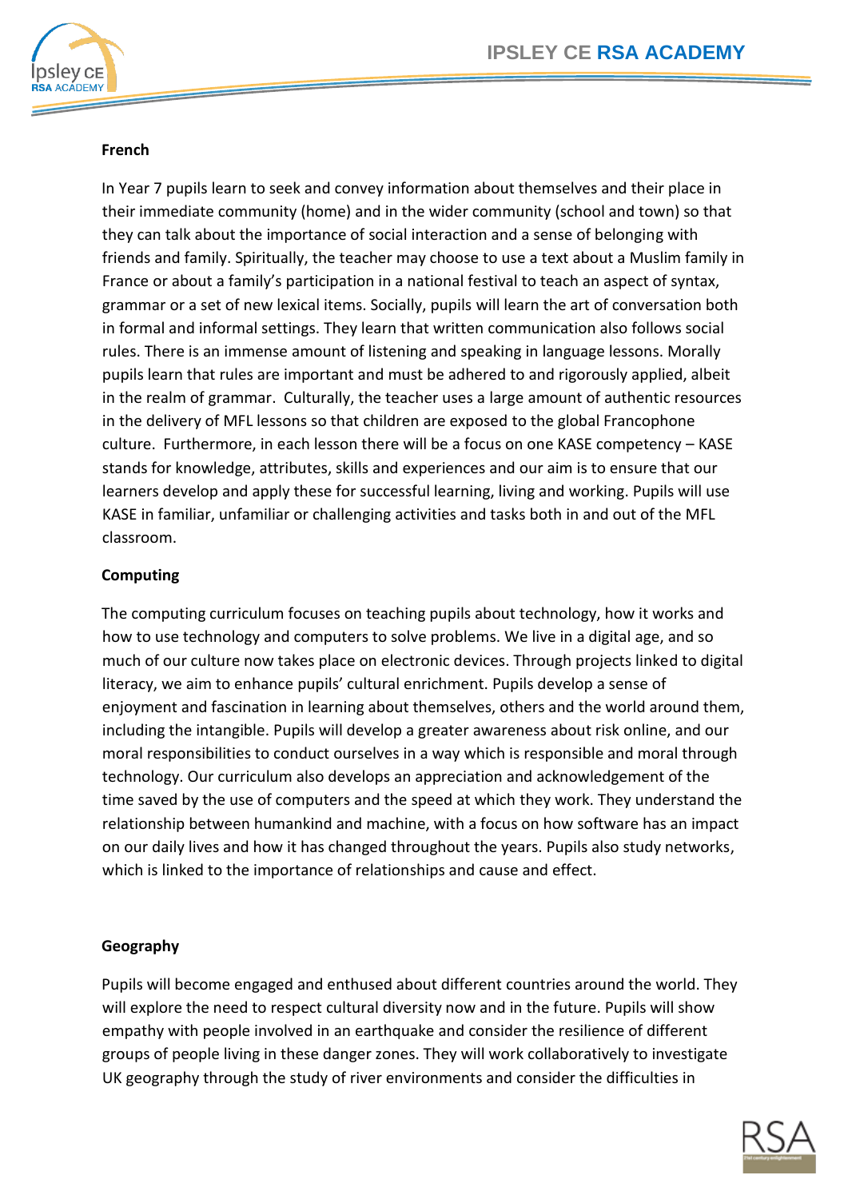**French**

In Year 7 pupils learn to seek and convey information about themselves and their place in their immediate community (home) and in the wider community (school and town) so that they can talk about the importance of social interaction and a sense of belonging with friends and family. Spiritually, the teacher may choose to use a text about a Muslim family in France or about a family's participation in a national festival to teach an aspect of syntax, grammar or a set of new lexical items. Socially, pupils will learn the art of conversation both in formal and informal settings. They learn that written communication also follows social rules. There is an immense amount of listening and speaking in language lessons. Morally pupils learn that rules are important and must be adhered to and rigorously applied, albeit in the realm of grammar. Culturally, the teacher uses a large amount of authentic resources in the delivery of MFL lessons so that children are exposed to the global Francophone culture. Furthermore, in each lesson there will be a focus on one KASE competency – KASE stands for knowledge, attributes, skills and experiences and our aim is to ensure that our learners develop and apply these for successful learning, living and working. Pupils will use KASE in familiar, unfamiliar or challenging activities and tasks both in and out of the MFL classroom.

**Computing**

The computing curriculum focuses on teaching pupils about technology, how it works and how to use technology and computers to solve problems. We live in a digital age, and so much of our culture now takes place on electronic devices. Through projects linked to digital literacy, we aim to enhance pupils' cultural enrichment. Pupils develop a sense of enjoyment and fascination in learning about themselves, others and the world around them, including the intangible. Pupils will develop a greater awareness about risk online, and our moral responsibilities to conduct ourselves in a way which is responsible and moral through technology. Our curriculum also develops an appreciation and acknowledgement of the time saved by the use of computers and the speed at which they work. They understand the relationship between humankind and machine, with a focus on how software has an impact on our daily lives and how it has changed throughout the years. Pupils also study networks, which is linked to the importance of relationships and cause and effect.

**Geography**

Pupils will become engaged and enthused about different countries around the world. They will explore the need to respect cultural diversity now and in the future. Pupils will show empathy with people involved in an earthquake and consider the resilience of different groups of people living in these danger zones. They will work collaboratively to investigate UK geography through the study of river environments and consider the difficulties in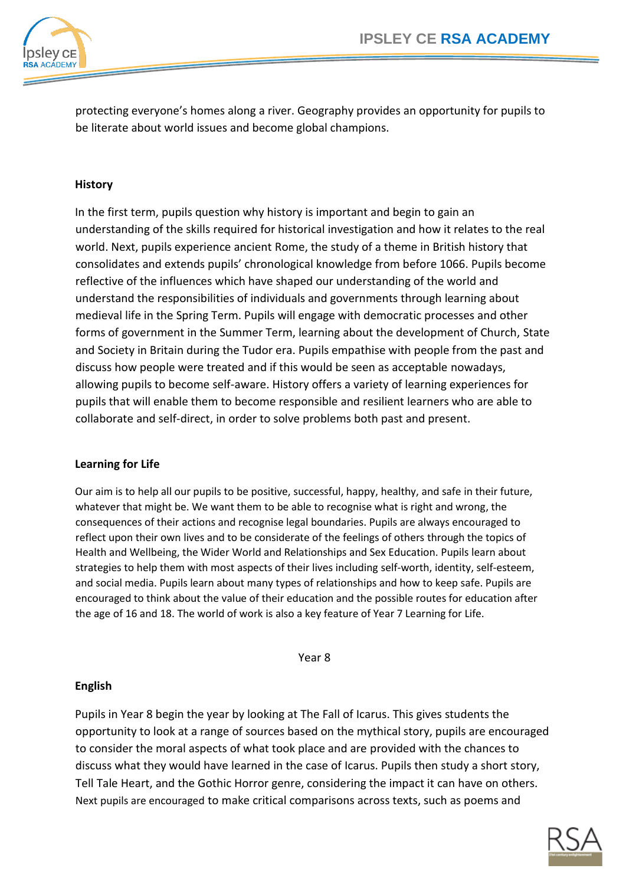protecting everyone's homes along a river. Geography provides an opportunity for pupils to be literate about world issues and become global champions.

**History**

In the first term, pupils question why history is important and begin to gain an understanding of the skills required for historical investigation and how it relates to the real world. Next, pupils experience ancient Rome, the study of a theme in British history that consolidates and extends pupils' chronological knowledge from before 1066. Pupils become reflective of the influences which have shaped our understanding of the world and understand the responsibilities of individuals and governments through learning about medieval life in the Spring Term. Pupils will engage with democratic processes and other forms of government in the Summer Term, learning about the development of Church, State and Society in Britain during the Tudor era. Pupils empathise with people from the past and discuss how people were treated and if this would be seen as acceptable nowadays, allowing pupils to become self-aware. History offers a variety of learning experiences for pupils that will enable them to become responsible and resilient learners who are able to collaborate and self-direct, in order to solve problems both past and present.

**Learning for Life**

Our aim is to help all our pupils to be positive, successful, happy, healthy, and safe in their future, whatever that might be. We want them to be able to recognise what is right and wrong, the consequences of their actions and recognise legal boundaries. Pupils are always encouraged to reflect upon their own lives and to be considerate of the feelings of others through the topics of Health and Wellbeing, the Wider World and Relationships and Sex Education. Pupils learn about strategies to help them with most aspects of their lives including self-worth, identity, self-esteem, and social media. Pupils learn about many types of relationships and how to keep safe. Pupils are encouraged to think about the value of their education and the possible routes for education after the age of 16 and 18. The world of work is also a key feature of Year 7 Learning for Life.

## Year 8

**English**

Pupils in Year 8 begin the year by looking at The Fall of Icarus. This gives students the opportunity to look at a range of sources based on the mythical story, pupils are encouraged to consider the moral aspects of what took place and are provided with the chances to discuss what they would have learned in the case of Icarus. Pupils then study a short story, Tell Tale Heart, and the Gothic Horror genre, considering the impact it can have on others. Next pupils are encouraged to make critical comparisons across texts, such as poems and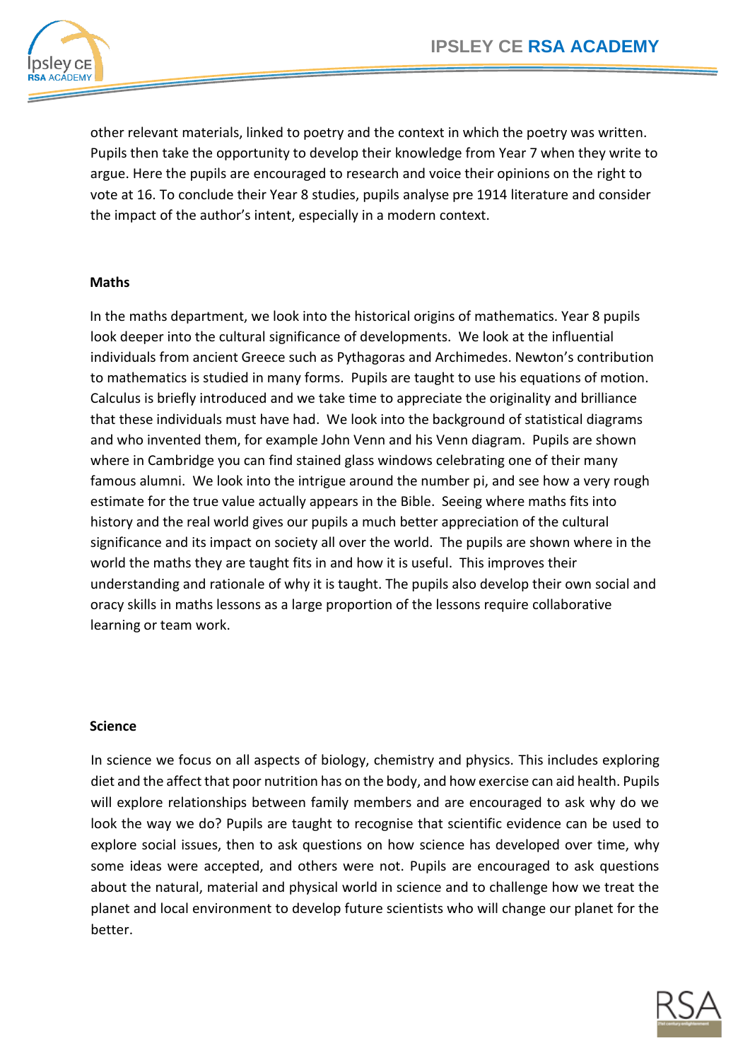other relevant materials, linked to poetry and the context in which the poetry was written. Pupils then take the opportunity to develop their knowledge from Year 7 when they write to argue. Here the pupils are encouraged to research and voice their opinions on the right to vote at 16. To conclude their Year 8 studies, pupils analyse pre 1914 literature and consider the impact of the author's intent, especially in a modern context.

**Maths**

In the maths department, we look into the historical origins of mathematics. Year 8 pupils look deeper into the cultural significance of developments. We look at the influential individuals from ancient Greece such as Pythagoras and Archimedes. Newton's contribution to mathematics is studied in many forms. Pupils are taught to use his equations of motion. Calculus is briefly introduced and we take time to appreciate the originality and brilliance that these individuals must have had. We look into the background of statistical diagrams and who invented them, for example John Venn and his Venn diagram. Pupils are shown where in Cambridge you can find stained glass windows celebrating one of their many famous alumni. We look into the intrigue around the number pi, and see how a very rough estimate for the true value actually appears in the Bible. Seeing where maths fits into history and the real world gives our pupils a much better appreciation of the cultural significance and its impact on society all over the world. The pupils are shown where in the world the maths they are taught fits in and how it is useful. This improves their understanding and rationale of why it is taught. The pupils also develop their own social and oracy skills in maths lessons as a large proportion of the lessons require collaborative learning or team work.

**Science**

In science we focus on all aspects of biology, chemistry and physics. This includes exploring diet and the affect that poor nutrition has on the body, and how exercise can aid health. Pupils will explore relationships between family members and are encouraged to ask why do we look the way we do? Pupils are taught to recognise that scientific evidence can be used to explore social issues, then to ask questions on how science has developed over time, why some ideas were accepted, and others were not. Pupils are encouraged to ask questions about the natural, material and physical world in science and to challenge how we treat the planet and local environment to develop future scientists who will change our planet for the better.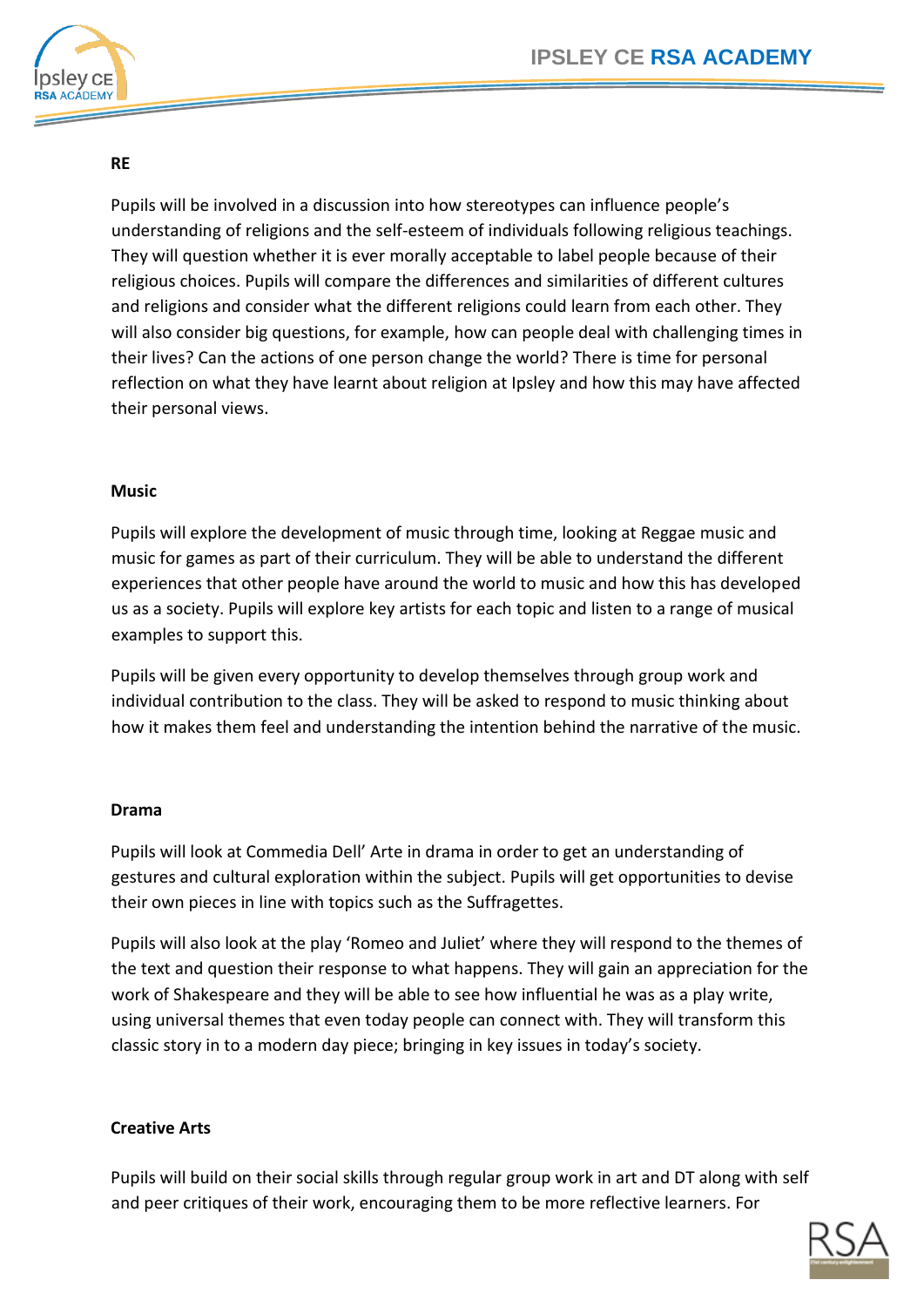**RE**

Pupils will be involved in a discussion into how stereotypes can influence people's understanding of religions and the self-esteem of individuals following religious teachings. They will question whether it is ever morally acceptable to label people because of their religious choices. Pupils will compare the differences and similarities of different cultures and religions and consider what the different religions could learn from each other. They will also consider big questions, for example, how can people deal with challenging times in their lives? Can the actions of one person change the world? There is time for personal reflection on what they have learnt about religion at Ipsley and how this may have affected their personal views.

**Music**

Pupils will explore the development of music through time, looking at Reggae music and music for games as part of their curriculum. They will be able to understand the different experiences that other people have around the world to music and how this has developed us as a society. Pupils will explore key artists for each topic and listen to a range of musical examples to support this.

Pupils will be given every opportunity to develop themselves through group work and individual contribution to the class. They will be asked to respond to music thinking about how it makes them feel and understanding the intention behind the narrative of the music.

**Drama**

Pupils will look at Commedia Dell' Arte in drama in order to get an understanding of gestures and cultural exploration within the subject. Pupils will get opportunities to devise their own pieces in line with topics such as the Suffragettes.

Pupils will also look at the play 'Romeo and Juliet' where they will respond to the themes of the text and question their response to what happens. They will gain an appreciation for the work of Shakespeare and they will be able to see how influential he was as a play write, using universal themes that even today people can connect with. They will transform this classic story in to a modern day piece; bringing in key issues in today's society.

**Creative Arts**

Pupils will build on their social skills through regular group work in art and DT along with self and peer critiques of their work, encouraging them to be more reflective learners. For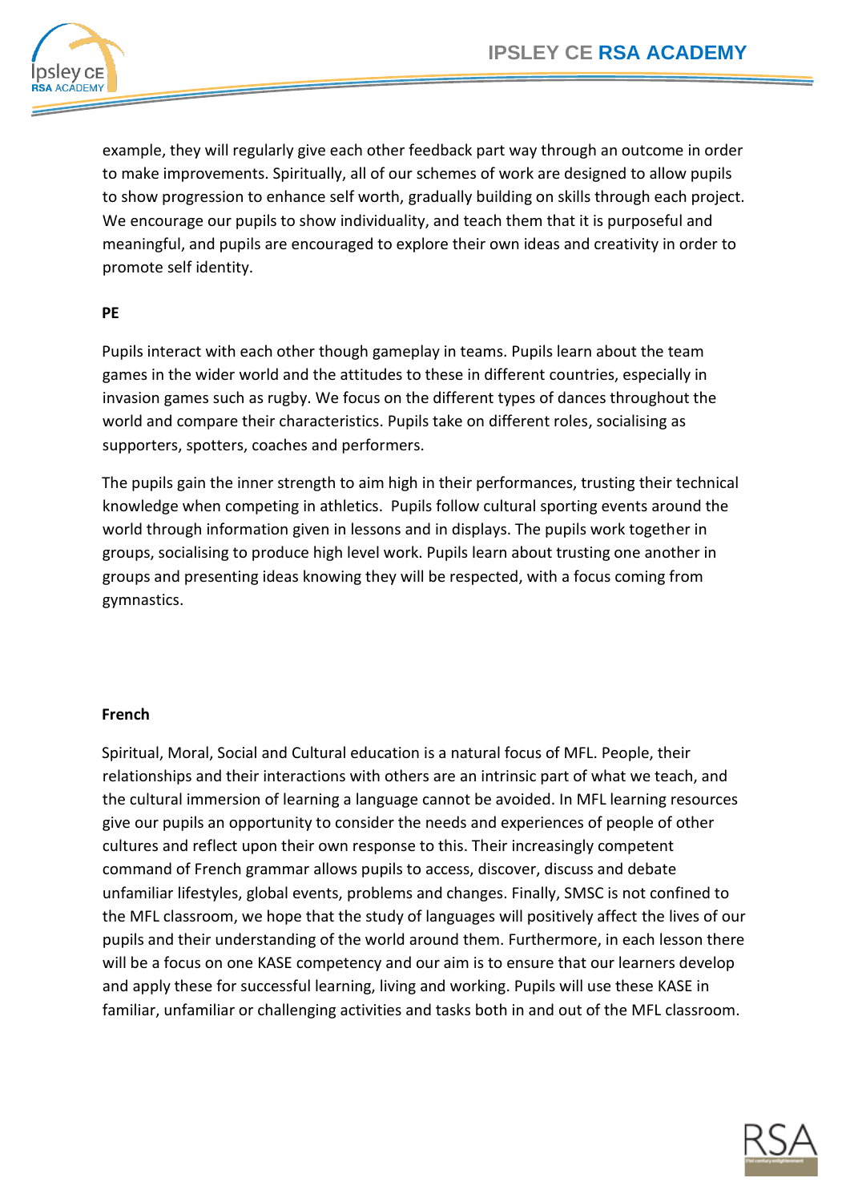example, they will regularly give each other feedback part way through an outcome in order to make improvements. Spiritually, all of our schemes of work are designed to allow pupils to show progression to enhance self worth, gradually building on skills through each project. We encourage our pupils to show individuality, and teach them that it is purposeful and meaningful, and pupils are encouraged to explore their own ideas and creativity in order to promote self identity.

**PE**

Pupils interact with each other though gameplay in teams. Pupils learn about the team games in the wider world and the attitudes to these in different countries, especially in invasion games such as rugby. We focus on the different types of dances throughout the world and compare their characteristics. Pupils take on different roles, socialising as supporters, spotters, coaches and performers.

The pupils gain the inner strength to aim high in their performances, trusting their technical knowledge when competing in athletics. Pupils follow cultural sporting events around the world through information given in lessons and in displays. The pupils work together in groups, socialising to produce high level work. Pupils learn about trusting one another in groups and presenting ideas knowing they will be respected, with a focus coming from gymnastics.

**French**

Spiritual, Moral, Social and Cultural education is a natural focus of MFL. People, their relationships and their interactions with others are an intrinsic part of what we teach, and the cultural immersion of learning a language cannot be avoided. In MFL learning resources give our pupils an opportunity to consider the needs and experiences of people of other cultures and reflect upon their own response to this. Their increasingly competent command of French grammar allows pupils to access, discover, discuss and debate unfamiliar lifestyles, global events, problems and changes. Finally, SMSC is not confined to the MFL classroom, we hope that the study of languages will positively affect the lives of our pupils and their understanding of the world around them. Furthermore, in each lesson there will be a focus on one KASE competency and our aim is to ensure that our learners develop and apply these for successful learning, living and working. Pupils will use these KASE in familiar, unfamiliar or challenging activities and tasks both in and out of the MFL classroom.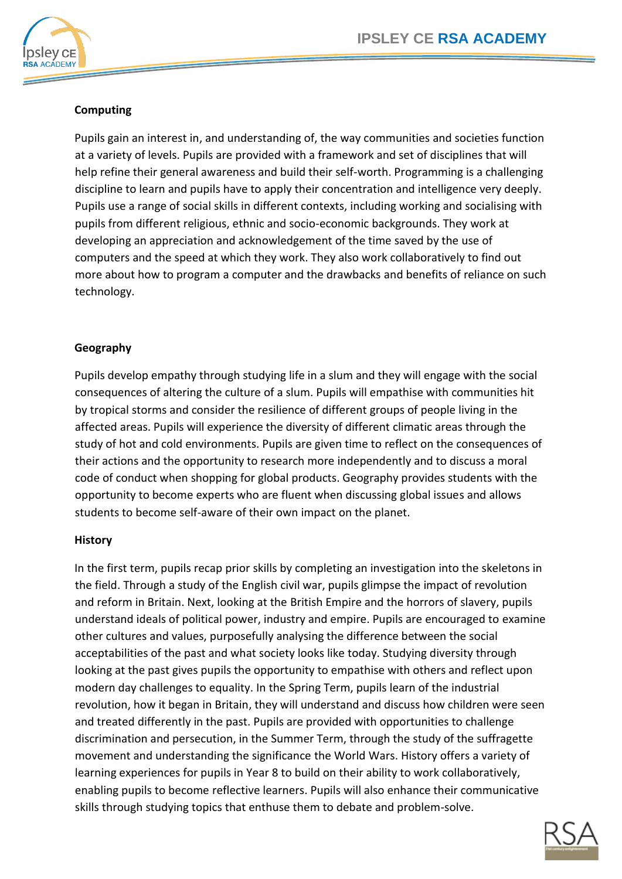**Computing**

Pupils gain an interest in, and understanding of, the way communities and societies function at a variety of levels. Pupils are provided with a framework and set of disciplines that will help refine their general awareness and build their self-worth. Programming is a challenging discipline to learn and pupils have to apply their concentration and intelligence very deeply. Pupils use a range of social skills in different contexts, including working and socialising with pupils from different religious, ethnic and socio-economic backgrounds. They work at developing an appreciation and acknowledgement of the time saved by the use of computers and the speed at which they work. They also work collaboratively to find out more about how to program a computer and the drawbacks and benefits of reliance on such technology.

**Geography**

Pupils develop empathy through studying life in a slum and they will engage with the social consequences of altering the culture of a slum. Pupils will empathise with communities hit by tropical storms and consider the resilience of different groups of people living in the affected areas. Pupils will experience the diversity of different climatic areas through the study of hot and cold environments. Pupils are given time to reflect on the consequences of their actions and the opportunity to research more independently and to discuss a moral code of conduct when shopping for global products. Geography provides students with the opportunity to become experts who are fluent when discussing global issues and allows students to become self-aware of their own impact on the planet.

**History**

In the first term, pupils recap prior skills by completing an investigation into the skeletons in the field. Through a study of the English civil war, pupils glimpse the impact of revolution and reform in Britain. Next, looking at the British Empire and the horrors of slavery, pupils understand ideals of political power, industry and empire. Pupils are encouraged to examine other cultures and values, purposefully analysing the difference between the social acceptabilities of the past and what society looks like today. Studying diversity through looking at the past gives pupils the opportunity to empathise with others and reflect upon modern day challenges to equality. In the Spring Term, pupils learn of the industrial revolution, how it began in Britain, they will understand and discuss how children were seen and treated differently in the past. Pupils are provided with opportunities to challenge discrimination and persecution, in the Summer Term, through the study of the suffragette movement and understanding the significance the World Wars. History offers a variety of learning experiences for pupils in Year 8 to build on their ability to work collaboratively, enabling pupils to become reflective learners. Pupils will also enhance their communicative skills through studying topics that enthuse them to debate and problem-solve.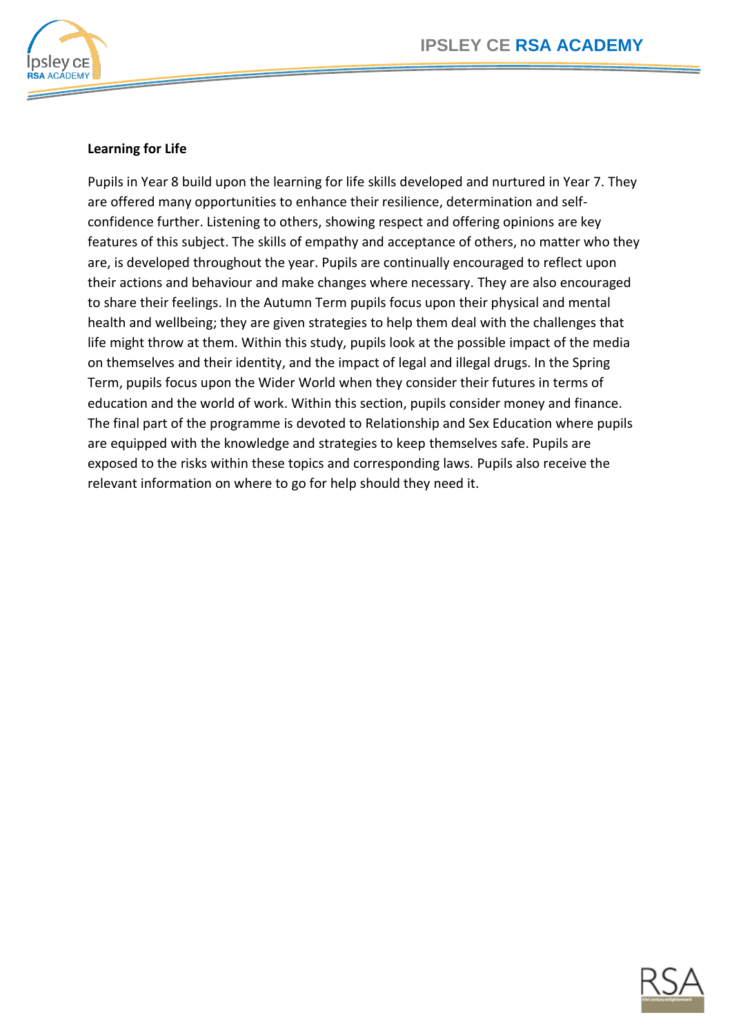**Learning for Life**

Pupils in Year 8 build upon the learning for life skills developed and nurtured in Year 7. They are offered many opportunities to enhance their resilience, determination and self-confidence further. Listening to others, showing respect and offering opinions are key features of this subject. The skills of empathy and acceptance of others, no matter who they are, is developed throughout the year. Pupils are continually encouraged to reflect upon their actions and behaviour and make changes where necessary. They are also encouraged to share their feelings. In the Autumn Term pupils focus upon their physical and mental health and wellbeing; they are given strategies to help them deal with the challenges that life might throw at them. Within this study, pupils look at the possible impact of the media on themselves and their identity, and the impact of legal and illegal drugs. In the Spring Term, pupils focus upon the Wider World when they consider their futures in terms of education and the world of work. Within this section, pupils consider money and finance. The final part of the programme is devoted to Relationship and Sex Education where pupils are equipped with the knowledge and strategies to keep themselves safe. Pupils are exposed to the risks within these topics and corresponding laws. Pupils also receive the relevant information on where to go for help should they need it.